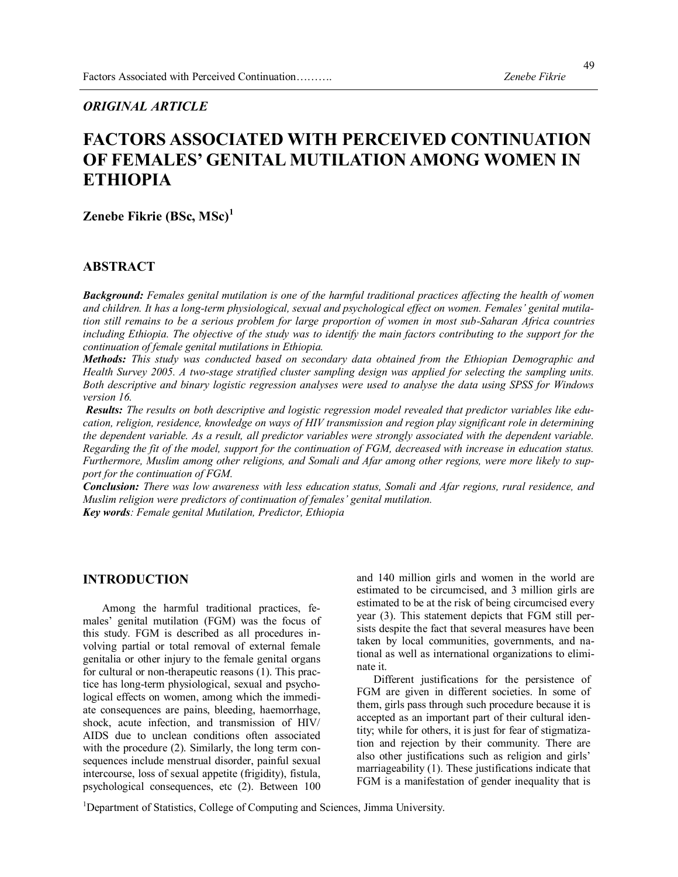*ORIGINAL ARTICLE*

# FACTORS ASSOCIATED WITH PERCEIVED CONTINUATION OF FEMALES' GENITAL MUTILATION AMONG WOMEN IN ETHIOPIA

**Zenebe Fikrie (BSc, MSc)[1]**

## ABSTRACT

***Background:*** *Females genital mutilation is one of the harmful traditional practices affecting the health of women and children. It has a long-term physiological, sexual and psychological effect on women. Females' genital mutilation still remains to be a serious problem for large proportion of women in most sub-Saharan Africa countries including Ethiopia. The objective of the study was to identify the main factors contributing to the support for the continuation of female genital mutilations in Ethiopia.*

***Methods:*** *This study was conducted based on secondary data obtained from the Ethiopian Demographic and Health Survey 2005. A two-stage stratified cluster sampling design was applied for selecting the sampling units. Both descriptive and binary logistic regression analyses were used to analyse the data using SPSS for Windows version 16.*

***Results:*** *The results on both descriptive and logistic regression model revealed that predictor variables like education, religion, residence, knowledge on ways of HIV transmission and region play significant role in determining the dependent variable. As a result, all predictor variables were strongly associated with the dependent variable. Regarding the fit of the model, support for the continuation of FGM, decreased with increase in education status. Furthermore, Muslim among other religions, and Somali and Afar among other regions, were more likely to support for the continuation of FGM.*

***Conclusion:*** *There was low awareness with less education status, Somali and Afar regions, rural residence, and Muslim religion were predictors of continuation of females' genital mutilation.*

***Key words***: *Female genital Mutilation, Predictor, Ethiopia*

## INTRODUCTION

Among the harmful traditional practices, females' genital mutilation (FGM) was the focus of this study. FGM is described as all procedures involving partial or total removal of external female genitalia or other injury to the female genital organs for cultural or non-therapeutic reasons (1). This practice has long-term physiological, sexual and psychological effects on women, among which the immediate consequences are pains, bleeding, haemorrhage, shock, acute infection, and transmission of HIV/AIDS due to unclean conditions often associated with the procedure (2). Similarly, the long term consequences include menstrual disorder, painful sexual intercourse, loss of sexual appetite (frigidity), fistula, psychological consequences, etc (2). Between 100 and 140 million girls and women in the world are estimated to be circumcised, and 3 million girls are estimated to be at the risk of being circumcised every year (3). This statement depicts that FGM still persists despite the fact that several measures have been taken by local communities, governments, and national as well as international organizations to eliminate it.

Different justifications for the persistence of FGM are given in different societies. In some of them, girls pass through such procedure because it is accepted as an important part of their cultural identity; while for others, it is just for fear of stigmatization and rejection by their community. There are also other justifications such as religion and girls' marriageability (1). These justifications indicate that FGM is a manifestation of gender inequality that is

[1]Department of Statistics, College of Computing and Sciences, Jimma University.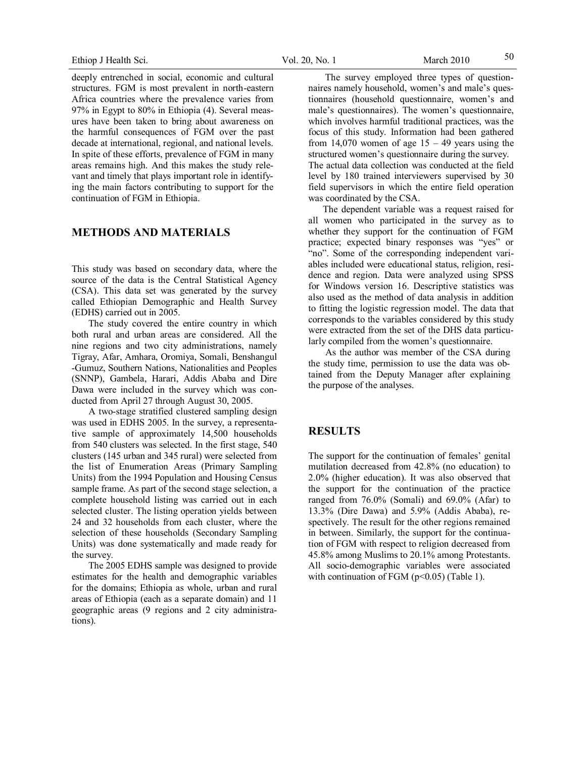deeply entrenched in social, economic and cultural structures. FGM is most prevalent in north-eastern Africa countries where the prevalence varies from 97% in Egypt to 80% in Ethiopia (4). Several measures have been taken to bring about awareness on the harmful consequences of FGM over the past decade at international, regional, and national levels. In spite of these efforts, prevalence of FGM in many areas remains high. And this makes the study relevant and timely that plays important role in identifying the main factors contributing to support for the continuation of FGM in Ethiopia.

## METHODS AND MATERIALS

This study was based on secondary data, where the source of the data is the Central Statistical Agency (CSA). This data set was generated by the survey called Ethiopian Demographic and Health Survey (EDHS) carried out in 2005.

The study covered the entire country in which both rural and urban areas are considered. All the nine regions and two city administrations, namely Tigray, Afar, Amhara, Oromiya, Somali, Benshangul -Gumuz, Southern Nations, Nationalities and Peoples (SNNP), Gambela, Harari, Addis Ababa and Dire Dawa were included in the survey which was conducted from April 27 through August 30, 2005.

A two-stage stratified clustered sampling design was used in EDHS 2005. In the survey, a representative sample of approximately 14,500 households from 540 clusters was selected. In the first stage, 540 clusters (145 urban and 345 rural) were selected from the list of Enumeration Areas (Primary Sampling Units) from the 1994 Population and Housing Census sample frame. As part of the second stage selection, a complete household listing was carried out in each selected cluster. The listing operation yields between 24 and 32 households from each cluster, where the selection of these households (Secondary Sampling Units) was done systematically and made ready for the survey.

The 2005 EDHS sample was designed to provide estimates for the health and demographic variables for the domains; Ethiopia as whole, urban and rural areas of Ethiopia (each as a separate domain) and 11 geographic areas (9 regions and 2 city administrations).

The survey employed three types of questionnaires namely household, women's and male's questionnaires (household questionnaire, women's and male's questionnaires). The women's questionnaire, which involves harmful traditional practices, was the focus of this study. Information had been gathered from 14,070 women of age 15 – 49 years using the structured women's questionnaire during the survey. The actual data collection was conducted at the field level by 180 trained interviewers supervised by 30 field supervisors in which the entire field operation was coordinated by the CSA.

The dependent variable was a request raised for all women who participated in the survey as to whether they support for the continuation of FGM practice; expected binary responses was "yes" or "no". Some of the corresponding independent variables included were educational status, religion, residence and region. Data were analyzed using SPSS for Windows version 16. Descriptive statistics was also used as the method of data analysis in addition to fitting the logistic regression model. The data that corresponds to the variables considered by this study were extracted from the set of the DHS data particularly compiled from the women's questionnaire.

As the author was member of the CSA during the study time, permission to use the data was obtained from the Deputy Manager after explaining the purpose of the analyses.

## RESULTS

The support for the continuation of females' genital mutilation decreased from 42.8% (no education) to 2.0% (higher education). It was also observed that the support for the continuation of the practice ranged from 76.0% (Somali) and 69.0% (Afar) to 13.3% (Dire Dawa) and 5.9% (Addis Ababa), respectively. The result for the other regions remained in between. Similarly, the support for the continuation of FGM with respect to religion decreased from 45.8% among Muslims to 20.1% among Protestants. All socio-demographic variables were associated with continuation of FGM ($p<0.05$) (Table 1).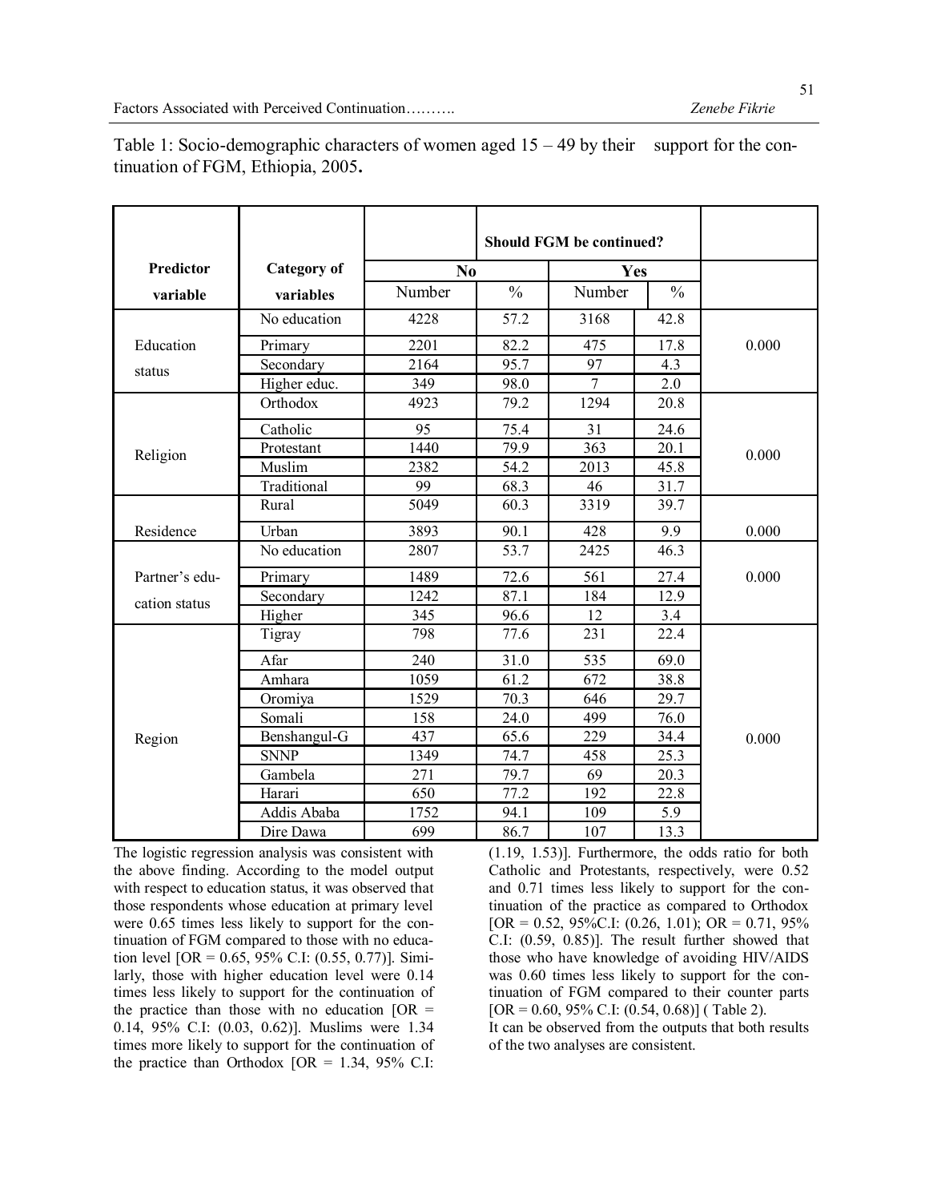Table 1: Socio-demographic characters of women aged 15 – 49 by their support for the continuation of FGM, Ethiopia, 2005.

| Predictor variable | Category of variables | Should FGM be continued? | | | | |
|---|---|---|---|---|---|---|
| | | No | | Yes | | |
| | | Number | % | Number | % | |
| Education status | No education | 4228 | 57.2 | 3168 | 42.8 | 0.000 |
| | Primary | 2201 | 82.2 | 475 | 17.8 | |
| | Secondary | 2164 | 95.7 | 97 | 4.3 | |
| | Higher educ. | 349 | 98.0 | 7 | 2.0 | |
| Religion | Orthodox | 4923 | 79.2 | 1294 | 20.8 | 0.000 |
| | Catholic | 95 | 75.4 | 31 | 24.6 | |
| | Protestant | 1440 | 79.9 | 363 | 20.1 | |
| | Muslim | 2382 | 54.2 | 2013 | 45.8 | |
| | Traditional | 99 | 68.3 | 46 | 31.7 | |
| Residence | Rural | 5049 | 60.3 | 3319 | 39.7 | 0.000 |
| | Urban | 3893 | 90.1 | 428 | 9.9 | |
| Partner's education status | No education | 2807 | 53.7 | 2425 | 46.3 | 0.000 |
| | Primary | 1489 | 72.6 | 561 | 27.4 | |
| | Secondary | 1242 | 87.1 | 184 | 12.9 | |
| | Higher | 345 | 96.6 | 12 | 3.4 | |
| Region | Tigray | 798 | 77.6 | 231 | 22.4 | 0.000 |
| | Afar | 240 | 31.0 | 535 | 69.0 | |
| | Amhara | 1059 | 61.2 | 672 | 38.8 | |
| | Oromiya | 1529 | 70.3 | 646 | 29.7 | |
| | Somali | 158 | 24.0 | 499 | 76.0 | |
| | Benshangul-G | 437 | 65.6 | 229 | 34.4 | |
| | SNNP | 1349 | 74.7 | 458 | 25.3 | |
| | Gambela | 271 | 79.7 | 69 | 20.3 | |
| | Harari | 650 | 77.2 | 192 | 22.8 | |
| | Addis Ababa | 1752 | 94.1 | 109 | 5.9 | |
| | Dire Dawa | 699 | 86.7 | 107 | 13.3 | |

The logistic regression analysis was consistent with the above finding. According to the model output with respect to education status, it was observed that those respondents whose education at primary level were 0.65 times less likely to support for the continuation of FGM compared to those with no education level [OR = 0.65, 95% C.I: (0.55, 0.77)]. Similarly, those with higher education level were 0.14 times less likely to support for the continuation of the practice than those with no education [OR = 0.14, 95% C.I: (0.03, 0.62)]. Muslims were 1.34 times more likely to support for the continuation of the practice than Orthodox [OR = 1.34, 95% C.I: (1.19, 1.53)]. Furthermore, the odds ratio for both Catholic and Protestants, respectively, were 0.52 and 0.71 times less likely to support for the continuation of the practice as compared to Orthodox [OR = 0.52, 95%C.I: (0.26, 1.01); OR = 0.71, 95% C.I: (0.59, 0.85)]. The result further showed that those who have knowledge of avoiding HIV/AIDS was 0.60 times less likely to support for the continuation of FGM compared to their counter parts [OR = 0.60, 95% C.I: (0.54, 0.68)] ( Table 2).

It can be observed from the outputs that both results of the two analyses are consistent.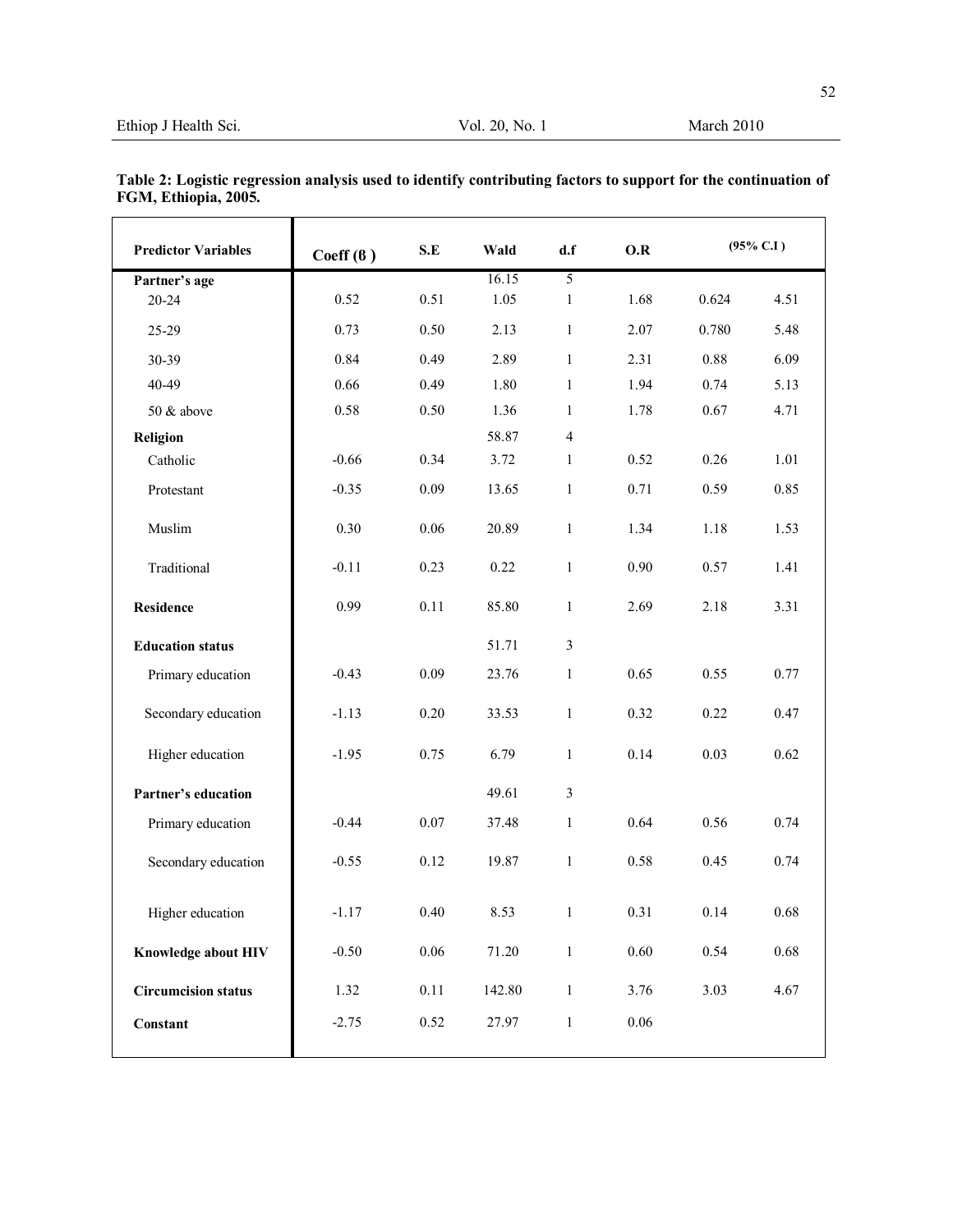**Table 2: Logistic regression analysis used to identify contributing factors to support for the continuation of FGM, Ethiopia, 2005.**

| Predictor Variables | Coeff (β) | S.E | Wald | d.f | O.R | (95% C.I) | |
|---|---|---|---|---|---|---|---|
| **Partner's age** | | | 16.15 | 5 | | | |
| 20-24 | 0.52 | 0.51 | 1.05 | 1 | 1.68 | 0.624 | 4.51 |
| 25-29 | 0.73 | 0.50 | 2.13 | 1 | 2.07 | 0.780 | 5.48 |
| 30-39 | 0.84 | 0.49 | 2.89 | 1 | 2.31 | 0.88 | 6.09 |
| 40-49 | 0.66 | 0.49 | 1.80 | 1 | 1.94 | 0.74 | 5.13 |
| 50 & above | 0.58 | 0.50 | 1.36 | 1 | 1.78 | 0.67 | 4.71 |
| **Religion** | | | 58.87 | 4 | | | |
| Catholic | -0.66 | 0.34 | 3.72 | 1 | 0.52 | 0.26 | 1.01 |
| Protestant | -0.35 | 0.09 | 13.65 | 1 | 0.71 | 0.59 | 0.85 |
| Muslim | 0.30 | 0.06 | 20.89 | 1 | 1.34 | 1.18 | 1.53 |
| Traditional | -0.11 | 0.23 | 0.22 | 1 | 0.90 | 0.57 | 1.41 |
| **Residence** | 0.99 | 0.11 | 85.80 | 1 | 2.69 | 2.18 | 3.31 |
| **Education status** | | | 51.71 | 3 | | | |
| Primary education | -0.43 | 0.09 | 23.76 | 1 | 0.65 | 0.55 | 0.77 |
| Secondary education | -1.13 | 0.20 | 33.53 | 1 | 0.32 | 0.22 | 0.47 |
| Higher education | -1.95 | 0.75 | 6.79 | 1 | 0.14 | 0.03 | 0.62 |
| **Partner's education** | | | 49.61 | 3 | | | |
| Primary education | -0.44 | 0.07 | 37.48 | 1 | 0.64 | 0.56 | 0.74 |
| Secondary education | -0.55 | 0.12 | 19.87 | 1 | 0.58 | 0.45 | 0.74 |
| Higher education | -1.17 | 0.40 | 8.53 | 1 | 0.31 | 0.14 | 0.68 |
| **Knowledge about HIV** | -0.50 | 0.06 | 71.20 | 1 | 0.60 | 0.54 | 0.68 |
| **Circumcision status** | 1.32 | 0.11 | 142.80 | 1 | 3.76 | 3.03 | 4.67 |
| **Constant** | -2.75 | 0.52 | 27.97 | 1 | 0.06 | | |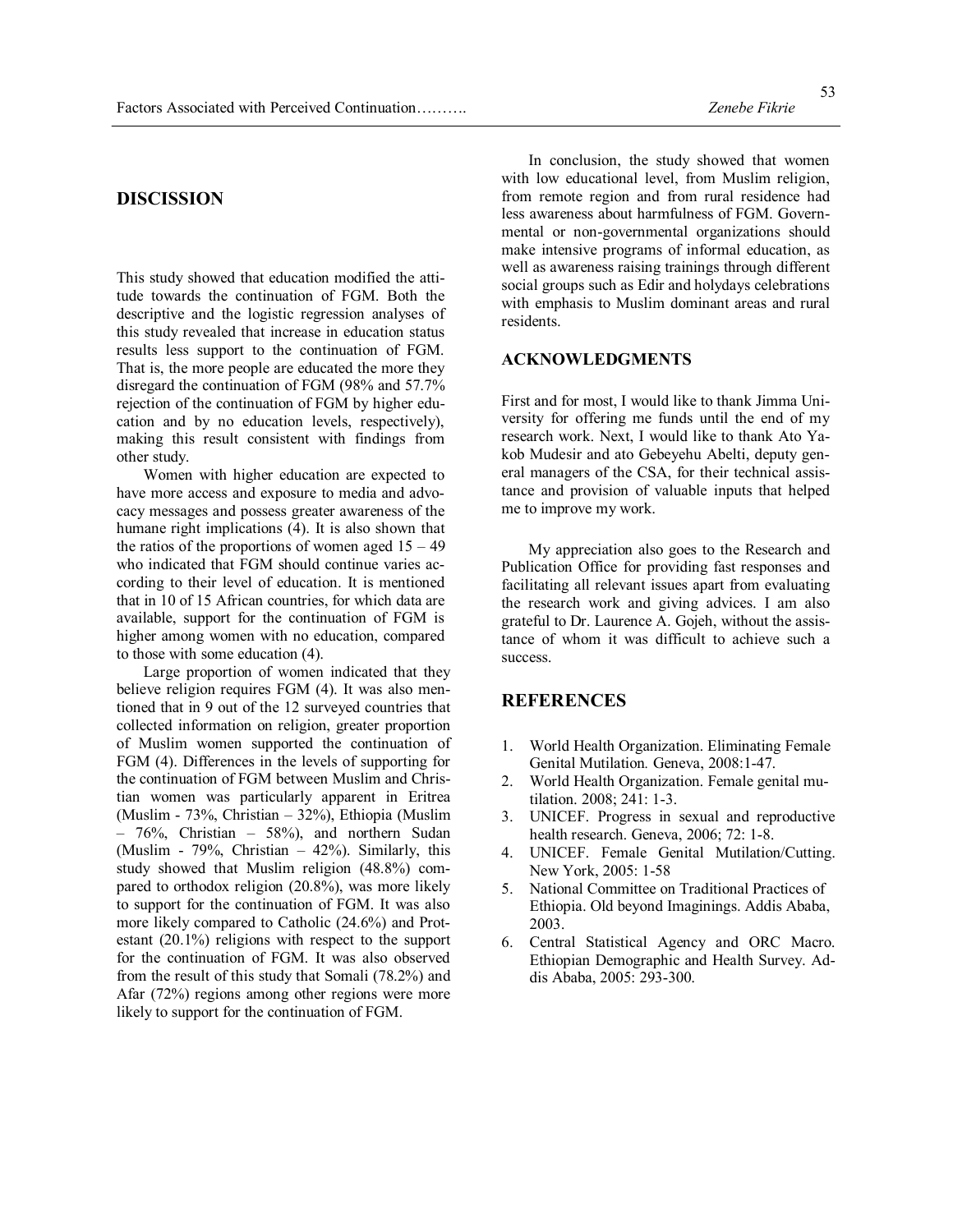## DISCISSION

This study showed that education modified the attitude towards the continuation of FGM. Both the descriptive and the logistic regression analyses of this study revealed that increase in education status results less support to the continuation of FGM. That is, the more people are educated the more they disregard the continuation of FGM (98% and 57.7% rejection of the continuation of FGM by higher education and by no education levels, respectively), making this result consistent with findings from other study.

Women with higher education are expected to have more access and exposure to media and advocacy messages and possess greater awareness of the humane right implications (4). It is also shown that the ratios of the proportions of women aged 15 – 49 who indicated that FGM should continue varies according to their level of education. It is mentioned that in 10 of 15 African countries, for which data are available, support for the continuation of FGM is higher among women with no education, compared to those with some education (4).

Large proportion of women indicated that they believe religion requires FGM (4). It was also mentioned that in 9 out of the 12 surveyed countries that collected information on religion, greater proportion of Muslim women supported the continuation of FGM (4). Differences in the levels of supporting for the continuation of FGM between Muslim and Christian women was particularly apparent in Eritrea (Muslim - 73%, Christian – 32%), Ethiopia (Muslim – 76%, Christian – 58%), and northern Sudan (Muslim - 79%, Christian – 42%). Similarly, this study showed that Muslim religion (48.8%) compared to orthodox religion (20.8%), was more likely to support for the continuation of FGM. It was also more likely compared to Catholic (24.6%) and Protestant (20.1%) religions with respect to the support for the continuation of FGM. It was also observed from the result of this study that Somali (78.2%) and Afar (72%) regions among other regions were more likely to support for the continuation of FGM.

In conclusion, the study showed that women with low educational level, from Muslim religion, from remote region and from rural residence had less awareness about harmfulness of FGM. Governmental or non-governmental organizations should make intensive programs of informal education, as well as awareness raising trainings through different social groups such as Edir and holydays celebrations with emphasis to Muslim dominant areas and rural residents.

## ACKNOWLEDGMENTS

First and for most, I would like to thank Jimma University for offering me funds until the end of my research work. Next, I would like to thank Ato Yakob Mudesir and ato Gebeyehu Abelti, deputy general managers of the CSA, for their technical assistance and provision of valuable inputs that helped me to improve my work.

My appreciation also goes to the Research and Publication Office for providing fast responses and facilitating all relevant issues apart from evaluating the research work and giving advices. I am also grateful to Dr. Laurence A. Gojeh, without the assistance of whom it was difficult to achieve such a success.

## REFERENCES

1. World Health Organization. Eliminating Female Genital Mutilation. Geneva, 2008:1-47.
2. World Health Organization. Female genital mutilation. 2008; 241: 1-3.
3. UNICEF. Progress in sexual and reproductive health research. Geneva, 2006; 72: 1-8.
4. UNICEF. Female Genital Mutilation/Cutting. New York, 2005: 1-58
5. National Committee on Traditional Practices of Ethiopia. Old beyond Imaginings. Addis Ababa, 2003.
6. Central Statistical Agency and ORC Macro. Ethiopian Demographic and Health Survey. Addis Ababa, 2005: 293-300.